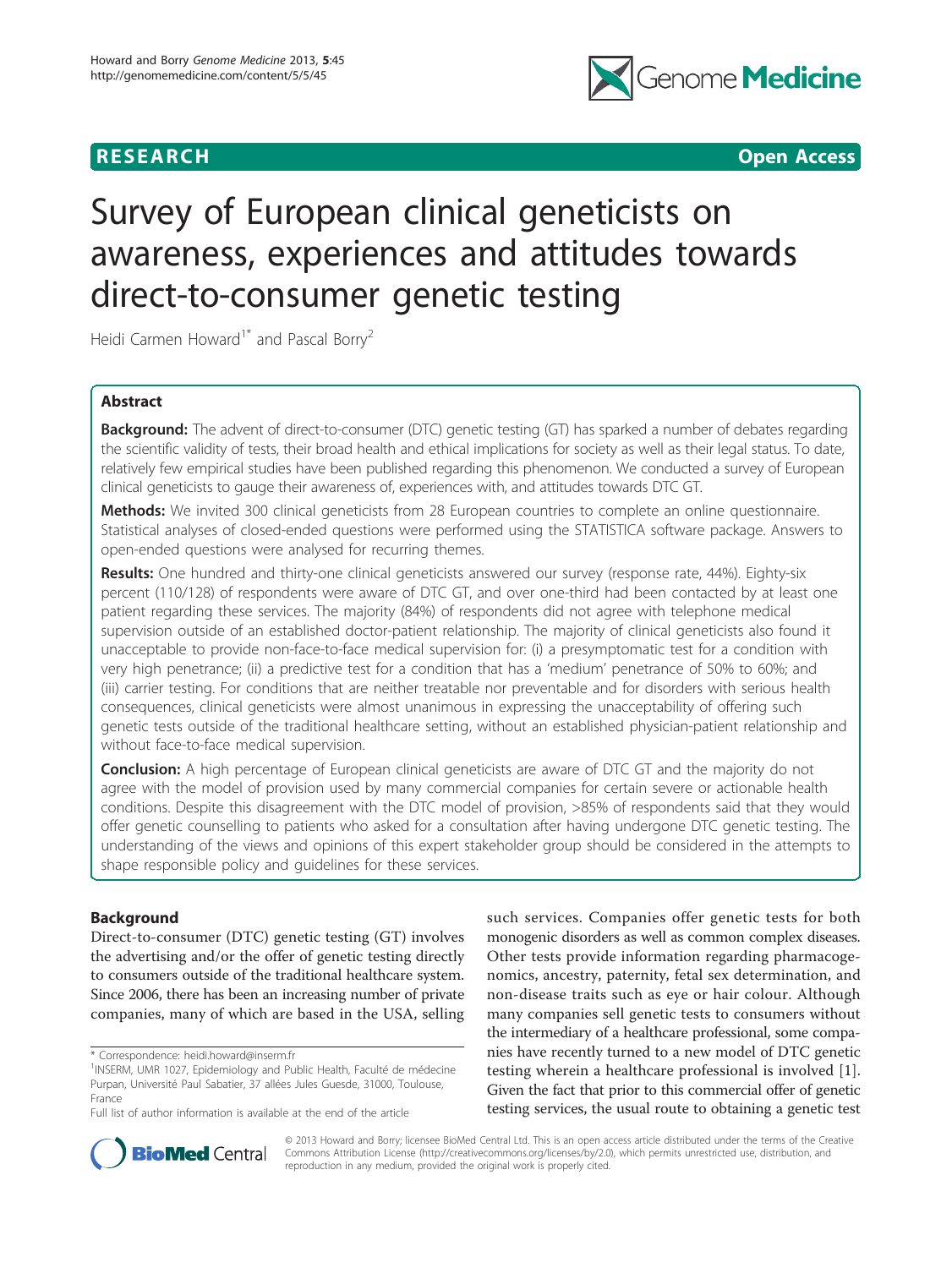RESEARCH Open Access

# Survey of European clinical geneticists on awareness, experiences and attitudes towards direct-to-consumer genetic testing

Heidi Carmen Howard[1*] and Pascal Borry[2]

## Abstract

**Background:** The advent of direct-to-consumer (DTC) genetic testing (GT) has sparked a number of debates regarding the scientific validity of tests, their broad health and ethical implications for society as well as their legal status. To date, relatively few empirical studies have been published regarding this phenomenon. We conducted a survey of European clinical geneticists to gauge their awareness of, experiences with, and attitudes towards DTC GT.

**Methods:** We invited 300 clinical geneticists from 28 European countries to complete an online questionnaire. Statistical analyses of closed-ended questions were performed using the STATISTICA software package. Answers to open-ended questions were analysed for recurring themes.

**Results:** One hundred and thirty-one clinical geneticists answered our survey (response rate, 44%). Eighty-six percent (110/128) of respondents were aware of DTC GT, and over one-third had been contacted by at least one patient regarding these services. The majority (84%) of respondents did not agree with telephone medical supervision outside of an established doctor-patient relationship. The majority of clinical geneticists also found it unacceptable to provide non-face-to-face medical supervision for: (i) a presymptomatic test for a condition with very high penetrance; (ii) a predictive test for a condition that has a 'medium' penetrance of 50% to 60%; and (iii) carrier testing. For conditions that are neither treatable nor preventable and for disorders with serious health consequences, clinical geneticists were almost unanimous in expressing the unacceptability of offering such genetic tests outside of the traditional healthcare setting, without an established physician-patient relationship and without face-to-face medical supervision.

**Conclusion:** A high percentage of European clinical geneticists are aware of DTC GT and the majority do not agree with the model of provision used by many commercial companies for certain severe or actionable health conditions. Despite this disagreement with the DTC model of provision, >85% of respondents said that they would offer genetic counselling to patients who asked for a consultation after having undergone DTC genetic testing. The understanding of the views and opinions of this expert stakeholder group should be considered in the attempts to shape responsible policy and guidelines for these services.

## Background

Direct-to-consumer (DTC) genetic testing (GT) involves the advertising and/or the offer of genetic testing directly to consumers outside of the traditional healthcare system. Since 2006, there has been an increasing number of private companies, many of which are based in the USA, selling such services. Companies offer genetic tests for both monogenic disorders as well as common complex diseases. Other tests provide information regarding pharmacogenomics, ancestry, paternity, fetal sex determination, and non-disease traits such as eye or hair colour. Although many companies sell genetic tests to consumers without the intermediary of a healthcare professional, some companies have recently turned to a new model of DTC genetic testing wherein a healthcare professional is involved [1]. Given the fact that prior to this commercial offer of genetic testing services, the usual route to obtaining a genetic test

\* Correspondence: heidi.howard@inserm.fr

[1]INSERM, UMR 1027, Epidemiology and Public Health, Faculté de médecine Purpan, Université Paul Sabatier, 37 allées Jules Guesde, 31000, Toulouse, France

Full list of author information is available at the end of the article

© 2013 Howard and Borry; licensee BioMed Central Ltd. This is an open access article distributed under the terms of the Creative Commons Attribution License (http://creativecommons.org/licenses/by/2.0), which permits unrestricted use, distribution, and reproduction in any medium, provided the original work is properly cited.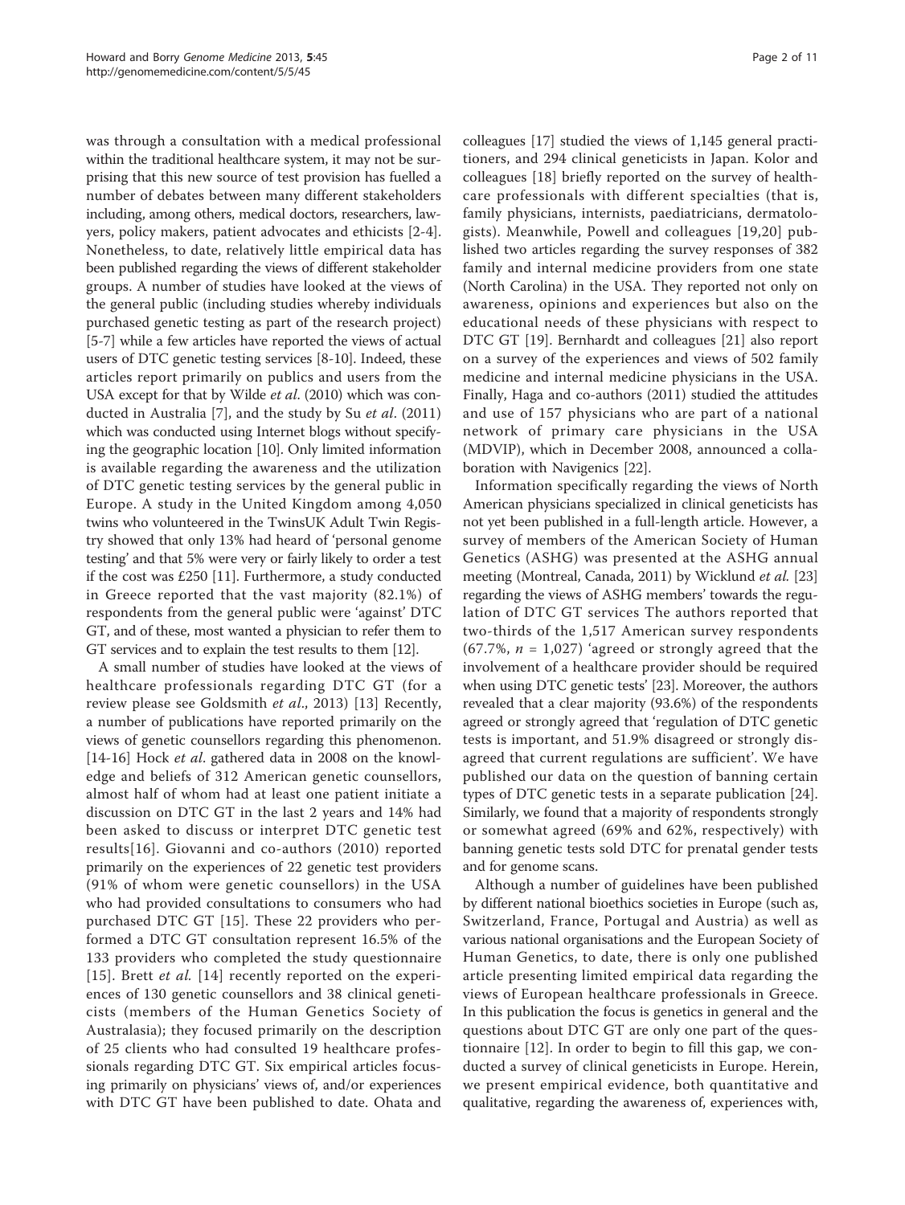was through a consultation with a medical professional within the traditional healthcare system, it may not be surprising that this new source of test provision has fuelled a number of debates between many different stakeholders including, among others, medical doctors, researchers, lawyers, policy makers, patient advocates and ethicists [2-4]. Nonetheless, to date, relatively little empirical data has been published regarding the views of different stakeholder groups. A number of studies have looked at the views of the general public (including studies whereby individuals purchased genetic testing as part of the research project) [5-7] while a few articles have reported the views of actual users of DTC genetic testing services [8-10]. Indeed, these articles report primarily on publics and users from the USA except for that by Wilde *et al.* (2010) which was conducted in Australia [7], and the study by Su *et al.* (2011) which was conducted using Internet blogs without specifying the geographic location [10]. Only limited information is available regarding the awareness and the utilization of DTC genetic testing services by the general public in Europe. A study in the United Kingdom among 4,050 twins who volunteered in the TwinsUK Adult Twin Registry showed that only 13% had heard of 'personal genome testing' and that 5% were very or fairly likely to order a test if the cost was £250 [11]. Furthermore, a study conducted in Greece reported that the vast majority (82.1%) of respondents from the general public were 'against' DTC GT, and of these, most wanted a physician to refer them to GT services and to explain the test results to them [12].

A small number of studies have looked at the views of healthcare professionals regarding DTC GT (for a review please see Goldsmith *et al.*, 2013) [13] Recently, a number of publications have reported primarily on the views of genetic counsellors regarding this phenomenon. [14-16] Hock *et al.* gathered data in 2008 on the knowledge and beliefs of 312 American genetic counsellors, almost half of whom had at least one patient initiate a discussion on DTC GT in the last 2 years and 14% had been asked to discuss or interpret DTC genetic test results[16]. Giovanni and co-authors (2010) reported primarily on the experiences of 22 genetic test providers (91% of whom were genetic counsellors) in the USA who had provided consultations to consumers who had purchased DTC GT [15]. These 22 providers who performed a DTC GT consultation represent 16.5% of the 133 providers who completed the study questionnaire [15]. Brett *et al.* [14] recently reported on the experiences of 130 genetic counsellors and 38 clinical geneticists (members of the Human Genetics Society of Australasia); they focused primarily on the description of 25 clients who had consulted 19 healthcare professionals regarding DTC GT. Six empirical articles focusing primarily on physicians' views of, and/or experiences with DTC GT have been published to date. Ohata and colleagues [17] studied the views of 1,145 general practitioners, and 294 clinical geneticists in Japan. Kolor and colleagues [18] briefly reported on the survey of healthcare professionals with different specialties (that is, family physicians, internists, paediatricians, dermatologists). Meanwhile, Powell and colleagues [19,20] published two articles regarding the survey responses of 382 family and internal medicine providers from one state (North Carolina) in the USA. They reported not only on awareness, opinions and experiences but also on the educational needs of these physicians with respect to DTC GT [19]. Bernhardt and colleagues [21] also report on a survey of the experiences and views of 502 family medicine and internal medicine physicians in the USA. Finally, Haga and co-authors (2011) studied the attitudes and use of 157 physicians who are part of a national network of primary care physicians in the USA (MDVIP), which in December 2008, announced a collaboration with Navigenics [22].

Information specifically regarding the views of North American physicians specialized in clinical geneticists has not yet been published in a full-length article. However, a survey of members of the American Society of Human Genetics (ASHG) was presented at the ASHG annual meeting (Montreal, Canada, 2011) by Wicklund *et al.* [23] regarding the views of ASHG members' towards the regulation of DTC GT services The authors reported that two-thirds of the 1,517 American survey respondents (67.7%, $n$ = 1,027) 'agreed or strongly agreed that the involvement of a healthcare provider should be required when using DTC genetic tests' [23]. Moreover, the authors revealed that a clear majority (93.6%) of the respondents agreed or strongly agreed that 'regulation of DTC genetic tests is important, and 51.9% disagreed or strongly disagreed that current regulations are sufficient'. We have published our data on the question of banning certain types of DTC genetic tests in a separate publication [24]. Similarly, we found that a majority of respondents strongly or somewhat agreed (69% and 62%, respectively) with banning genetic tests sold DTC for prenatal gender tests and for genome scans.

Although a number of guidelines have been published by different national bioethics societies in Europe (such as, Switzerland, France, Portugal and Austria) as well as various national organisations and the European Society of Human Genetics, to date, there is only one published article presenting limited empirical data regarding the views of European healthcare professionals in Greece. In this publication the focus is genetics in general and the questions about DTC GT are only one part of the questionnaire [12]. In order to begin to fill this gap, we conducted a survey of clinical geneticists in Europe. Herein, we present empirical evidence, both quantitative and qualitative, regarding the awareness of, experiences with,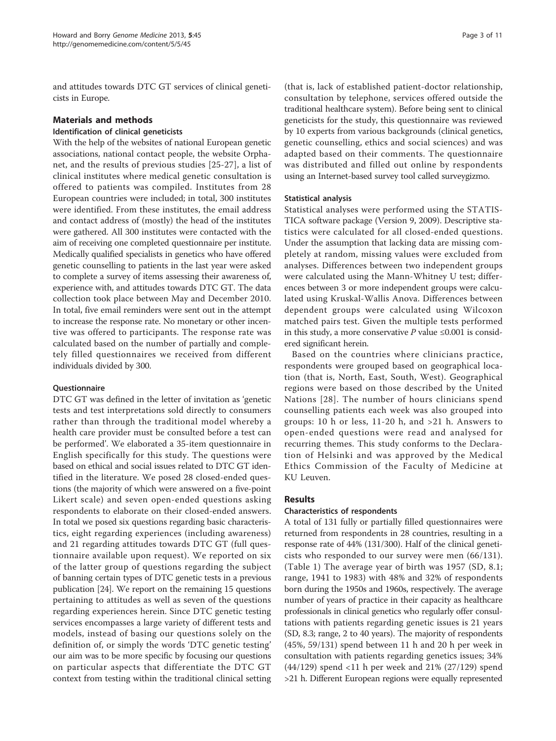and attitudes towards DTC GT services of clinical geneticists in Europe.

## Materials and methods

### Identification of clinical geneticists

With the help of the websites of national European genetic associations, national contact people, the website Orphanet, and the results of previous studies [25-27], a list of clinical institutes where medical genetic consultation is offered to patients was compiled. Institutes from 28 European countries were included; in total, 300 institutes were identified. From these institutes, the email address and contact address of (mostly) the head of the institutes were gathered. All 300 institutes were contacted with the aim of receiving one completed questionnaire per institute. Medically qualified specialists in genetics who have offered genetic counselling to patients in the last year were asked to complete a survey of items assessing their awareness of, experience with, and attitudes towards DTC GT. The data collection took place between May and December 2010. In total, five email reminders were sent out in the attempt to increase the response rate. No monetary or other incentive was offered to participants. The response rate was calculated based on the number of partially and completely filled questionnaires we received from different individuals divided by 300.

### Questionnaire

DTC GT was defined in the letter of invitation as 'genetic tests and test interpretations sold directly to consumers rather than through the traditional model whereby a health care provider must be consulted before a test can be performed'. We elaborated a 35-item questionnaire in English specifically for this study. The questions were based on ethical and social issues related to DTC GT identified in the literature. We posed 28 closed-ended questions (the majority of which were answered on a five-point Likert scale) and seven open-ended questions asking respondents to elaborate on their closed-ended answers. In total we posed six questions regarding basic characteristics, eight regarding experiences (including awareness) and 21 regarding attitudes towards DTC GT (full questionnaire available upon request). We reported on six of the latter group of questions regarding the subject of banning certain types of DTC genetic tests in a previous publication [24]. We report on the remaining 15 questions pertaining to attitudes as well as seven of the questions regarding experiences herein. Since DTC genetic testing services encompasses a large variety of different tests and models, instead of basing our questions solely on the definition of, or simply the words 'DTC genetic testing' our aim was to be more specific by focusing our questions on particular aspects that differentiate the DTC GT context from testing within the traditional clinical setting (that is, lack of established patient-doctor relationship, consultation by telephone, services offered outside the traditional healthcare system). Before being sent to clinical geneticists for the study, this questionnaire was reviewed by 10 experts from various backgrounds (clinical genetics, genetic counselling, ethics and social sciences) and was adapted based on their comments. The questionnaire was distributed and filled out online by respondents using an Internet-based survey tool called surveygizmo.

### Statistical analysis

Statistical analyses were performed using the STATISTICA software package (Version 9, 2009). Descriptive statistics were calculated for all closed-ended questions. Under the assumption that lacking data are missing completely at random, missing values were excluded from analyses. Differences between two independent groups were calculated using the Mann-Whitney U test; differences between 3 or more independent groups were calculated using Kruskal-Wallis Anova. Differences between dependent groups were calculated using Wilcoxon matched pairs test. Given the multiple tests performed in this study, a more conservative $P$ value $\leq 0.001$ is considered significant herein.

Based on the countries where clinicians practice, respondents were grouped based on geographical location (that is, North, East, South, West). Geographical regions were based on those described by the United Nations [28]. The number of hours clinicians spend counselling patients each week was also grouped into groups: 10 h or less, 11-20 h, and >21 h. Answers to open-ended questions were read and analysed for recurring themes. This study conforms to the Declaration of Helsinki and was approved by the Medical Ethics Commission of the Faculty of Medicine at KU Leuven.

## Results

### Characteristics of respondents

A total of 131 fully or partially filled questionnaires were returned from respondents in 28 countries, resulting in a response rate of 44% (131/300). Half of the clinical geneticists who responded to our survey were men (66/131). (Table 1) The average year of birth was 1957 (SD, 8.1; range, 1941 to 1983) with 48% and 32% of respondents born during the 1950s and 1960s, respectively. The average number of years of practice in their capacity as healthcare professionals in clinical genetics who regularly offer consultations with patients regarding genetic issues is 21 years (SD, 8.3; range, 2 to 40 years). The majority of respondents (45%, 59/131) spend between 11 h and 20 h per week in consultation with patients regarding genetics issues; 34% (44/129) spend <11 h per week and 21% (27/129) spend >21 h. Different European regions were equally represented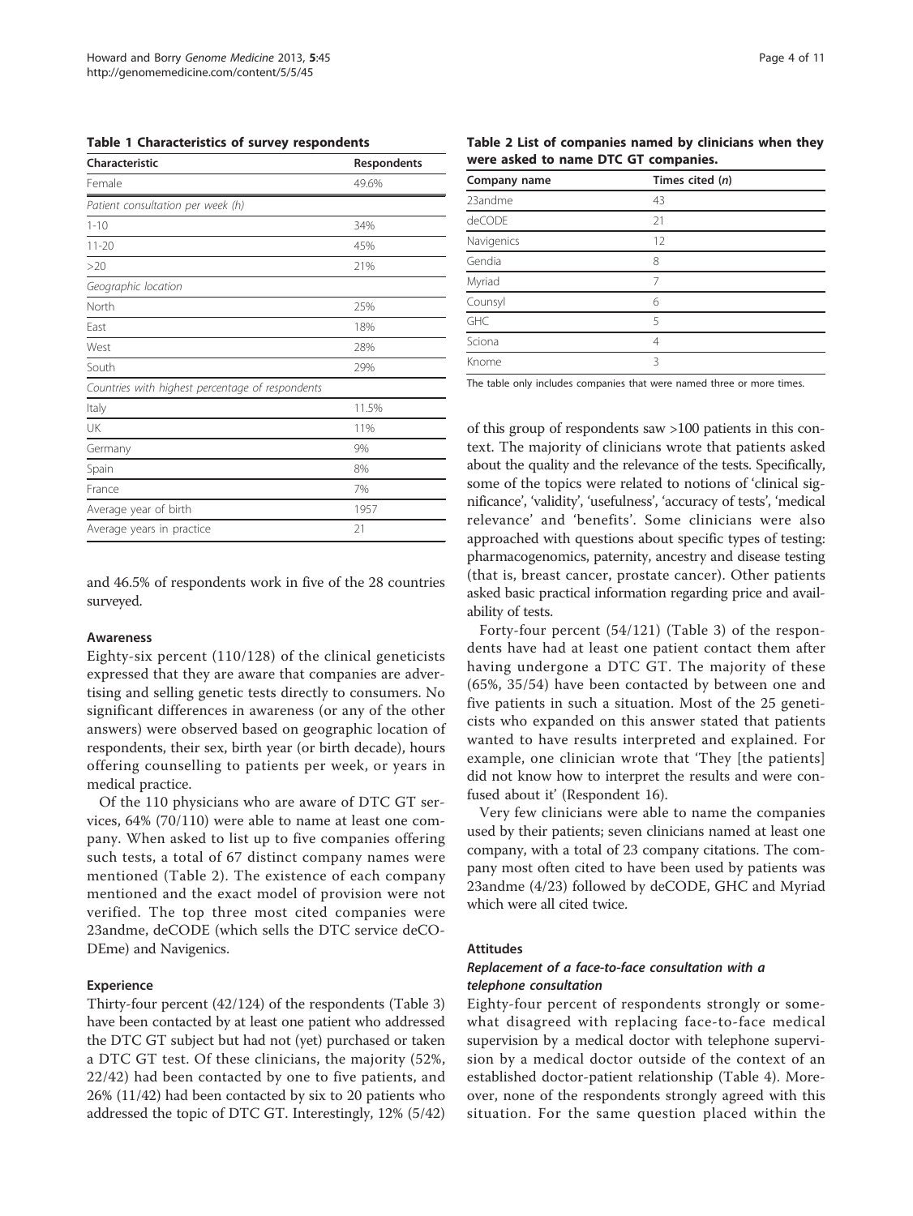**Table 1 Characteristics of survey respondents**

| Characteristic | Respondents |
| --- | --- |
| Female | 49.6% |
| *Patient consultation per week (h)* | |
| 1-10 | 34% |
| 11-20 | 45% |
| >20 | 21% |
| *Geographic location* | |
| North | 25% |
| East | 18% |
| West | 28% |
| South | 29% |
| *Countries with highest percentage of respondents* | |
| Italy | 11.5% |
| UK | 11% |
| Germany | 9% |
| Spain | 8% |
| France | 7% |
| Average year of birth | 1957 |
| Average years in practice | 21 |

and 46.5% of respondents work in five of the 28 countries surveyed.

### Awareness

Eighty-six percent (110/128) of the clinical geneticists expressed that they are aware that companies are advertising and selling genetic tests directly to consumers. No significant differences in awareness (or any of the other answers) were observed based on geographic location of respondents, their sex, birth year (or birth decade), hours offering counselling to patients per week, or years in medical practice.

Of the 110 physicians who are aware of DTC GT services, 64% (70/110) were able to name at least one company. When asked to list up to five companies offering such tests, a total of 67 distinct company names were mentioned (Table 2). The existence of each company mentioned and the exact model of provision were not verified. The top three most cited companies were 23andme, deCODE (which sells the DTC service deCODEme) and Navigenics.

### Experience

Thirty-four percent (42/124) of the respondents (Table 3) have been contacted by at least one patient who addressed the DTC GT subject but had not (yet) purchased or taken a DTC GT test. Of these clinicians, the majority (52%, 22/42) had been contacted by one to five patients, and 26% (11/42) had been contacted by six to 20 patients who addressed the topic of DTC GT. Interestingly, 12% (5/42) of this group of respondents saw >100 patients in this context. The majority of clinicians wrote that patients asked about the quality and the relevance of the tests. Specifically, some of the topics were related to notions of 'clinical significance', 'validity', 'usefulness', 'accuracy of tests', 'medical relevance' and 'benefits'. Some clinicians were also approached with questions about specific types of testing: pharmacogenomics, paternity, ancestry and disease testing (that is, breast cancer, prostate cancer). Other patients asked basic practical information regarding price and availability of tests.

**Table 2 List of companies named by clinicians when they were asked to name DTC GT companies.**

| Company name | Times cited (*n*) |
| --- | --- |
| 23andme | 43 |
| deCODE | 21 |
| Navigenics | 12 |
| Gendia | 8 |
| Myriad | 7 |
| Counsyl | 6 |
| GHC | 5 |
| Sciona | 4 |
| Knome | 3 |

The table only includes companies that were named three or more times.

Forty-four percent (54/121) (Table 3) of the respondents have had at least one patient contact them after having undergone a DTC GT. The majority of these (65%, 35/54) have been contacted by between one and five patients in such a situation. Most of the 25 geneticists who expanded on this answer stated that patients wanted to have results interpreted and explained. For example, one clinician wrote that 'They [the patients] did not know how to interpret the results and were confused about it' (Respondent 16).

Very few clinicians were able to name the companies used by their patients; seven clinicians named at least one company, with a total of 23 company citations. The company most often cited to have been used by patients was 23andme (4/23) followed by deCODE, GHC and Myriad which were all cited twice.

### Attitudes

#### *Replacement of a face-to-face consultation with a telephone consultation*

Eighty-four percent of respondents strongly or somewhat disagreed with replacing face-to-face medical supervision by a medical doctor with telephone supervision by a medical doctor outside of the context of an established doctor-patient relationship (Table 4). Moreover, none of the respondents strongly agreed with this situation. For the same question placed within the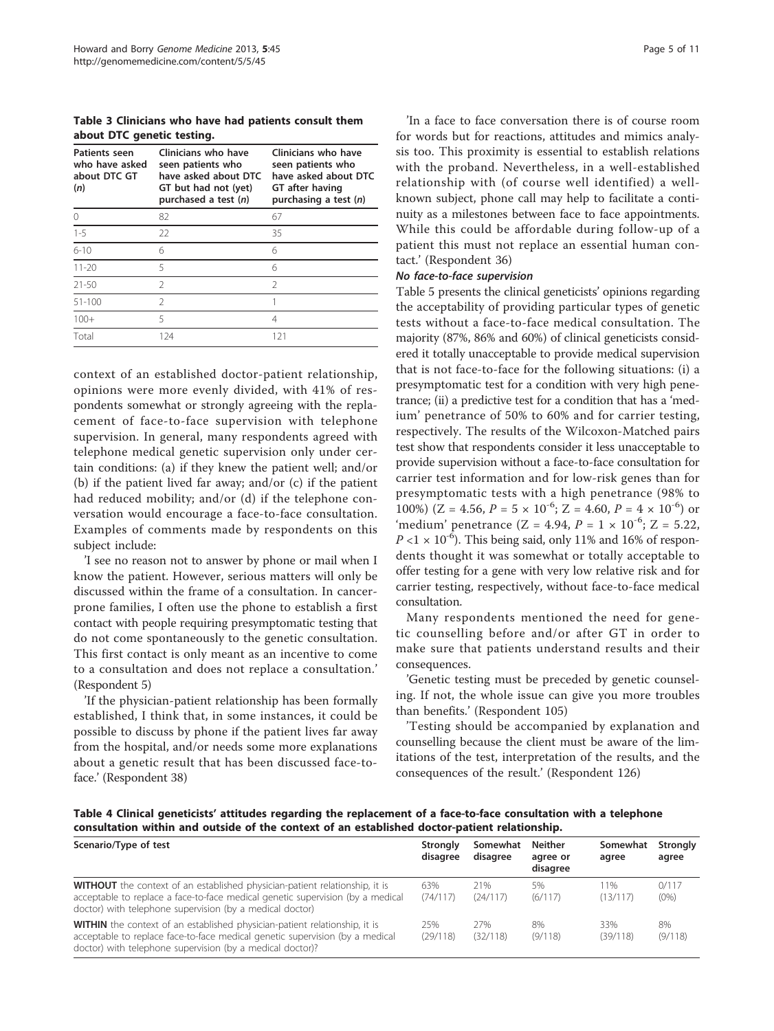**Table 3 Clinicians who have had patients consult them about DTC genetic testing.**

| Patients seen who have asked about DTC GT (n) | Clinicians who have seen patients who have asked about DTC GT but had not (yet) purchased a test (n) | Clinicians who have seen patients who have asked about DTC GT after having purchasing a test (n) |
|---|---|---|
| 0 | 82 | 67 |
| 1-5 | 22 | 35 |
| 6-10 | 6 | 6 |
| 11-20 | 5 | 6 |
| 21-50 | 2 | 2 |
| 51-100 | 2 | 1 |
| 100+ | 5 | 4 |
| Total | 124 | 121 |

context of an established doctor-patient relationship, opinions were more evenly divided, with 41% of respondents somewhat or strongly agreeing with the replacement of face-to-face supervision with telephone supervision. In general, many respondents agreed with telephone medical genetic supervision only under certain conditions: (a) if they knew the patient well; and/or (b) if the patient lived far away; and/or (c) if the patient had reduced mobility; and/or (d) if the telephone conversation would encourage a face-to-face consultation. Examples of comments made by respondents on this subject include:

'I see no reason not to answer by phone or mail when I know the patient. However, serious matters will only be discussed within the frame of a consultation. In cancer-prone families, I often use the phone to establish a first contact with people requiring presymptomatic testing that do not come spontaneously to the genetic consultation. This first contact is only meant as an incentive to come to a consultation and does not replace a consultation.' (Respondent 5)

'If the physician-patient relationship has been formally established, I think that, in some instances, it could be possible to discuss by phone if the patient lives far away from the hospital, and/or needs some more explanations about a genetic result that has been discussed face-to-face.' (Respondent 38)

'In a face to face conversation there is of course room for words but for reactions, attitudes and mimics analysis too. This proximity is essential to establish relations with the proband. Nevertheless, in a well-established relationship with (of course well identified) a well-known subject, phone call may help to facilitate a continuity as a milestones between face to face appointments. While this could be affordable during follow-up of a patient this must not replace an essential human contact.' (Respondent 36)

#### *No face-to-face supervision*

Table 5 presents the clinical geneticists' opinions regarding the acceptability of providing particular types of genetic tests without a face-to-face medical consultation. The majority (87%, 86% and 60%) of clinical geneticists considered it totally unacceptable to provide medical supervision that is not face-to-face for the following situations: (i) a presymptomatic test for a condition with very high penetrance; (ii) a predictive test for a condition that has a 'medium' penetrance of 50% to 60% and for carrier testing, respectively. The results of the Wilcoxon-Matched pairs test show that respondents consider it less unacceptable to provide supervision without a face-to-face consultation for carrier test information and for low-risk genes than for presymptomatic tests with a high penetrance (98% to 100%) ($Z = 4.56$, $P = 5 \times 10^{-6}$; $Z = 4.60$, $P = 4 \times 10^{-6}$) or 'medium' penetrance ($Z = 4.94$, $P = 1 \times 10^{-6}$; $Z = 5.22$, $P < 1 \times 10^{-6}$). This being said, only 11% and 16% of respondents thought it was somewhat or totally acceptable to offer testing for a gene with very low relative risk and for carrier testing, respectively, without face-to-face medical consultation.

Many respondents mentioned the need for genetic counselling before and/or after GT in order to make sure that patients understand results and their consequences.

'Genetic testing must be preceded by genetic counseling. If not, the whole issue can give you more troubles than benefits.' (Respondent 105)

'Testing should be accompanied by explanation and counselling because the client must be aware of the limitations of the test, interpretation of the results, and the consequences of the result.' (Respondent 126)

**Table 4 Clinical geneticists' attitudes regarding the replacement of a face-to-face consultation with a telephone consultation within and outside of the context of an established doctor-patient relationship.**

| Scenario/Type of test | Strongly disagree | Somewhat disagree | Neither agree or disagree | Somewhat agree | Strongly agree |
|---|---|---|---|---|---|
| **WITHOUT** the context of an established physician-patient relationship, it is acceptable to replace a face-to-face medical genetic supervision (by a medical doctor) with telephone supervision (by a medical doctor) | 63% (74/117) | 21% (24/117) | 5% (6/117) | 11% (13/117) | 0/117 (0%) |
| **WITHIN** the context of an established physician-patient relationship, it is acceptable to replace face-to-face medical genetic supervision (by a medical doctor) with telephone supervision (by a medical doctor)? | 25% (29/118) | 27% (32/118) | 8% (9/118) | 33% (39/118) | 8% (9/118) |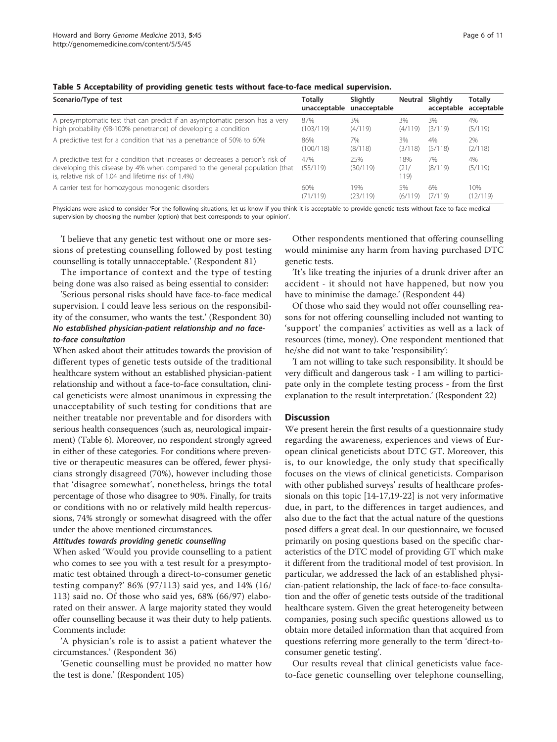**Table 5 Acceptability of providing genetic tests without face-to-face medical supervision.**

| Scenario/Type of test | Totally unacceptable | Slightly unacceptable | Neutral | Slightly acceptable | Totally acceptable |
|---|---|---|---|---|---|
| A presymptomatic test that can predict if an asymptomatic person has a very high probability (98-100% penetrance) of developing a condition | 87% (103/119) | 3% (4/119) | 3% (4/119) | 3% (3/119) | 4% (5/119) |
| A predictive test for a condition that has a penetrance of 50% to 60% | 86% (100/118) | 7% (8/118) | 3% (3/118) | 4% (5/118) | 2% (2/118) |
| A predictive test for a condition that increases or decreases a person's risk of developing this disease by 4% when compared to the general population (that is, relative risk of 1.04 and lifetime risk of 1.4%) | 47% (55/119) | 25% (30/119) | 18% (21/119) | 7% (8/119) | 4% (5/119) |
| A carrier test for homozygous monogenic disorders | 60% (71/119) | 19% (23/119) | 5% (6/119) | 6% (7/119) | 10% (12/119) |

Physicians were asked to consider 'For the following situations, let us know if you think it is acceptable to provide genetic tests without face-to-face medical supervision by choosing the number (option) that best corresponds to your opinion'.

'I believe that any genetic test without one or more sessions of pretesting counselling followed by post testing counselling is totally unnacceptable.' (Respondent 81)

The importance of context and the type of testing being done was also raised as being essential to consider:

'Serious personal risks should have face-to-face medical supervision. I could leave less serious on the responsibility of the consumer, who wants the test.' (Respondent 30)

***No established physician-patient relationship and no face-to-face consultation***

When asked about their attitudes towards the provision of different types of genetic tests outside of the traditional healthcare system without an established physician-patient relationship and without a face-to-face consultation, clinical geneticists were almost unanimous in expressing the unacceptability of such testing for conditions that are neither treatable nor preventable and for disorders with serious health consequences (such as, neurological impairment) (Table 6). Moreover, no respondent strongly agreed in either of these categories. For conditions where preventive or therapeutic measures can be offered, fewer physicians strongly disagreed (70%), however including those that 'disagree somewhat', nonetheless, brings the total percentage of those who disagree to 90%. Finally, for traits or conditions with no or relatively mild health repercussions, 74% strongly or somewhat disagreed with the offer under the above mentioned circumstances.

***Attitudes towards providing genetic counselling***

When asked 'Would you provide counselling to a patient who comes to see you with a test result for a presymptomatic test obtained through a direct-to-consumer genetic testing company?' 86% (97/113) said yes, and 14% (16/113) said no. Of those who said yes, 68% (66/97) elaborated on their answer. A large majority stated they would offer counselling because it was their duty to help patients. Comments include:

'A physician's role is to assist a patient whatever the circumstances.' (Respondent 36)

'Genetic counselling must be provided no matter how the test is done.' (Respondent 105)

Other respondents mentioned that offering counselling would minimise any harm from having purchased DTC genetic tests.

'It's like treating the injuries of a drunk driver after an accident - it should not have happened, but now you have to minimise the damage.' (Respondent 44)

Of those who said they would not offer counselling reasons for not offering counselling included not wanting to 'support' the companies' activities as well as a lack of resources (time, money). One respondent mentioned that he/she did not want to take 'responsibility':

'I am not willing to take such responsibility. It should be very difficult and dangerous task - I am willing to participate only in the complete testing process - from the first explanation to the result interpretation.' (Respondent 22)

## Discussion

We present herein the first results of a questionnaire study regarding the awareness, experiences and views of European clinical geneticists about DTC GT. Moreover, this is, to our knowledge, the only study that specifically focuses on the views of clinical geneticists. Comparison with other published surveys' results of healthcare professionals on this topic [14-17,19-22] is not very informative due, in part, to the differences in target audiences, and also due to the fact that the actual nature of the questions posed differs a great deal. In our questionnaire, we focused primarily on posing questions based on the specific characteristics of the DTC model of providing GT which make it different from the traditional model of test provision. In particular, we addressed the lack of an established physician-patient relationship, the lack of face-to-face consultation and the offer of genetic tests outside of the traditional healthcare system. Given the great heterogeneity between companies, posing such specific questions allowed us to obtain more detailed information than that acquired from questions referring more generally to the term 'direct-to-consumer genetic testing'.

Our results reveal that clinical geneticists value face-to-face genetic counselling over telephone counselling,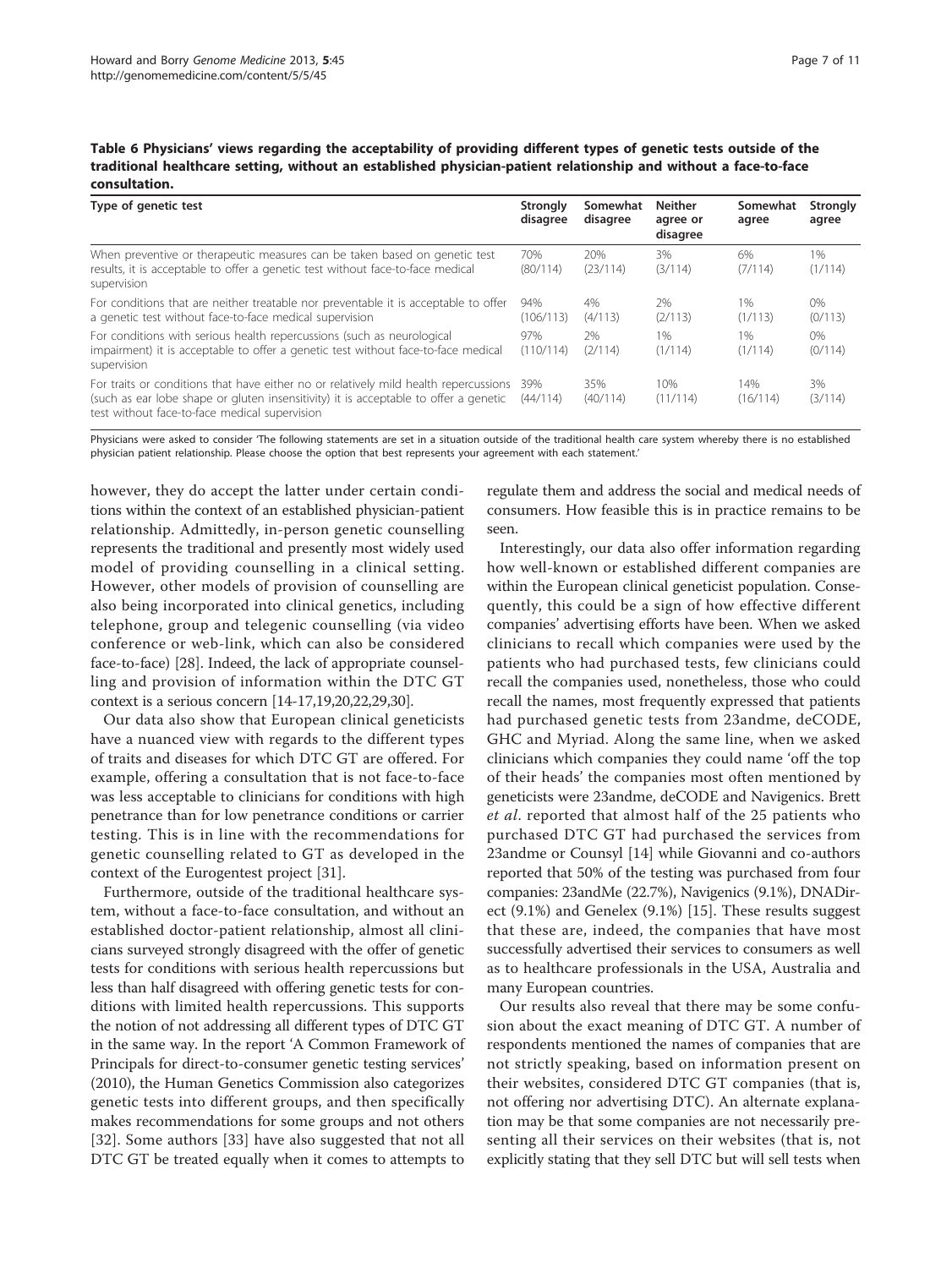**Table 6 Physicians' views regarding the acceptability of providing different types of genetic tests outside of the traditional healthcare setting, without an established physician-patient relationship and without a face-to-face consultation.**

| Type of genetic test | Strongly disagree | Somewhat disagree | Neither agree or disagree | Somewhat agree | Strongly agree |
|---|---|---|---|---|---|
| When preventive or therapeutic measures can be taken based on genetic test results, it is acceptable to offer a genetic test without face-to-face medical supervision | 70% (80/114) | 20% (23/114) | 3% (3/114) | 6% (7/114) | 1% (1/114) |
| For conditions that are neither treatable nor preventable it is acceptable to offer a genetic test without face-to-face medical supervision | 94% (106/113) | 4% (4/113) | 2% (2/113) | 1% (1/113) | 0% (0/113) |
| For conditions with serious health repercussions (such as neurological impairment) it is acceptable to offer a genetic test without face-to-face medical supervision | 97% (110/114) | 2% (2/114) | 1% (1/114) | 1% (1/114) | 0% (0/114) |
| For traits or conditions that have either no or relatively mild health repercussions (such as ear lobe shape or gluten insensitivity) it is acceptable to offer a genetic test without face-to-face medical supervision | 39% (44/114) | 35% (40/114) | 10% (11/114) | 14% (16/114) | 3% (3/114) |

Physicians were asked to consider 'The following statements are set in a situation outside of the traditional health care system whereby there is no established physician patient relationship. Please choose the option that best represents your agreement with each statement.'

however, they do accept the latter under certain conditions within the context of an established physician-patient relationship. Admittedly, in-person genetic counselling represents the traditional and presently most widely used model of providing counselling in a clinical setting. However, other models of provision of counselling are also being incorporated into clinical genetics, including telephone, group and telegenic counselling (via video conference or web-link, which can also be considered face-to-face) [28]. Indeed, the lack of appropriate counselling and provision of information within the DTC GT context is a serious concern [14-17,19,20,22,29,30].

Our data also show that European clinical geneticists have a nuanced view with regards to the different types of traits and diseases for which DTC GT are offered. For example, offering a consultation that is not face-to-face was less acceptable to clinicians for conditions with high penetrance than for low penetrance conditions or carrier testing. This is in line with the recommendations for genetic counselling related to GT as developed in the context of the Eurogentest project [31].

Furthermore, outside of the traditional healthcare system, without a face-to-face consultation, and without an established doctor-patient relationship, almost all clinicians surveyed strongly disagreed with the offer of genetic tests for conditions with serious health repercussions but less than half disagreed with offering genetic tests for conditions with limited health repercussions. This supports the notion of not addressing all different types of DTC GT in the same way. In the report 'A Common Framework of Principals for direct-to-consumer genetic testing services' (2010), the Human Genetics Commission also categorizes genetic tests into different groups, and then specifically makes recommendations for some groups and not others [32]. Some authors [33] have also suggested that not all DTC GT be treated equally when it comes to attempts to regulate them and address the social and medical needs of consumers. How feasible this is in practice remains to be seen.

Interestingly, our data also offer information regarding how well-known or established different companies are within the European clinical geneticist population. Consequently, this could be a sign of how effective different companies' advertising efforts have been. When we asked clinicians to recall which companies were used by the patients who had purchased tests, few clinicians could recall the companies used, nonetheless, those who could recall the names, most frequently expressed that patients had purchased genetic tests from 23andme, deCODE, GHC and Myriad. Along the same line, when we asked clinicians which companies they could name 'off the top of their heads' the companies most often mentioned by geneticists were 23andme, deCODE and Navigenics. Brett *et al*. reported that almost half of the 25 patients who purchased DTC GT had purchased the services from 23andme or Counsyl [14] while Giovanni and co-authors reported that 50% of the testing was purchased from four companies: 23andMe (22.7%), Navigenics (9.1%), DNADirect (9.1%) and Genelex (9.1%) [15]. These results suggest that these are, indeed, the companies that have most successfully advertised their services to consumers as well as to healthcare professionals in the USA, Australia and many European countries.

Our results also reveal that there may be some confusion about the exact meaning of DTC GT. A number of respondents mentioned the names of companies that are not strictly speaking, based on information present on their websites, considered DTC GT companies (that is, not offering nor advertising DTC). An alternate explanation may be that some companies are not necessarily presenting all their services on their websites (that is, not explicitly stating that they sell DTC but will sell tests when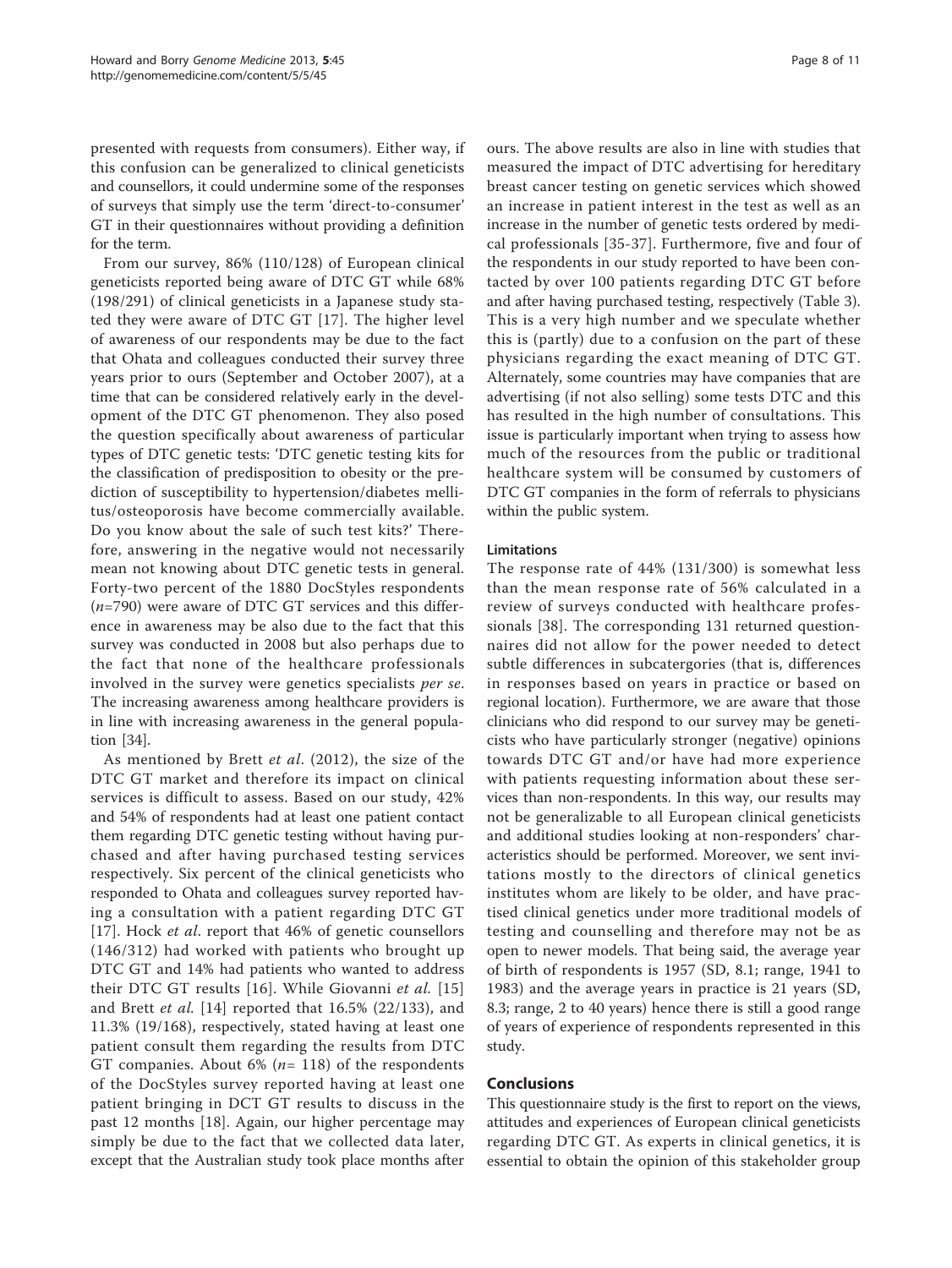presented with requests from consumers). Either way, if this confusion can be generalized to clinical geneticists and counsellors, it could undermine some of the responses of surveys that simply use the term 'direct-to-consumer' GT in their questionnaires without providing a definition for the term.

From our survey, 86% (110/128) of European clinical geneticists reported being aware of DTC GT while 68% (198/291) of clinical geneticists in a Japanese study stated they were aware of DTC GT [17]. The higher level of awareness of our respondents may be due to the fact that Ohata and colleagues conducted their survey three years prior to ours (September and October 2007), at a time that can be considered relatively early in the development of the DTC GT phenomenon. They also posed the question specifically about awareness of particular types of DTC genetic tests: 'DTC genetic testing kits for the classification of predisposition to obesity or the prediction of susceptibility to hypertension/diabetes mellitus/osteoporosis have become commercially available. Do you know about the sale of such test kits?' Therefore, answering in the negative would not necessarily mean not knowing about DTC genetic tests in general. Forty-two percent of the 1880 DocStyles respondents (*n*=790) were aware of DTC GT services and this difference in awareness may be also due to the fact that this survey was conducted in 2008 but also perhaps due to the fact that none of the healthcare professionals involved in the survey were genetics specialists *per se*. The increasing awareness among healthcare providers is in line with increasing awareness in the general population [34].

As mentioned by Brett *et al*. (2012), the size of the DTC GT market and therefore its impact on clinical services is difficult to assess. Based on our study, 42% and 54% of respondents had at least one patient contact them regarding DTC genetic testing without having purchased and after having purchased testing services respectively. Six percent of the clinical geneticists who responded to Ohata and colleagues survey reported having a consultation with a patient regarding DTC GT [17]. Hock *et al*. report that 46% of genetic counsellors (146/312) had worked with patients who brought up DTC GT and 14% had patients who wanted to address their DTC GT results [16]. While Giovanni *et al*. [15] and Brett *et al*. [14] reported that 16.5% (22/133), and 11.3% (19/168), respectively, stated having at least one patient consult them regarding the results from DTC GT companies. About 6% (*n*= 118) of the respondents of the DocStyles survey reported having at least one patient bringing in DCT GT results to discuss in the past 12 months [18]. Again, our higher percentage may simply be due to the fact that we collected data later, except that the Australian study took place months after ours. The above results are also in line with studies that measured the impact of DTC advertising for hereditary breast cancer testing on genetic services which showed an increase in patient interest in the test as well as an increase in the number of genetic tests ordered by medical professionals [35-37]. Furthermore, five and four of the respondents in our study reported to have been contacted by over 100 patients regarding DTC GT before and after having purchased testing, respectively (Table 3). This is a very high number and we speculate whether this is (partly) due to a confusion on the part of these physicians regarding the exact meaning of DTC GT. Alternately, some countries may have companies that are advertising (if not also selling) some tests DTC and this has resulted in the high number of consultations. This issue is particularly important when trying to assess how much of the resources from the public or traditional healthcare system will be consumed by customers of DTC GT companies in the form of referrals to physicians within the public system.

### Limitations

The response rate of 44% (131/300) is somewhat less than the mean response rate of 56% calculated in a review of surveys conducted with healthcare professionals [38]. The corresponding 131 returned questionnaires did not allow for the power needed to detect subtle differences in subcatergories (that is, differences in responses based on years in practice or based on regional location). Furthermore, we are aware that those clinicians who did respond to our survey may be geneticists who have particularly stronger (negative) opinions towards DTC GT and/or have had more experience with patients requesting information about these services than non-respondents. In this way, our results may not be generalizable to all European clinical geneticists and additional studies looking at non-responders' characteristics should be performed. Moreover, we sent invitations mostly to the directors of clinical genetics institutes whom are likely to be older, and have practised clinical genetics under more traditional models of testing and counselling and therefore may not be as open to newer models. That being said, the average year of birth of respondents is 1957 (SD, 8.1; range, 1941 to 1983) and the average years in practice is 21 years (SD, 8.3; range, 2 to 40 years) hence there is still a good range of years of experience of respondents represented in this study.

## Conclusions

This questionnaire study is the first to report on the views, attitudes and experiences of European clinical geneticists regarding DTC GT. As experts in clinical genetics, it is essential to obtain the opinion of this stakeholder group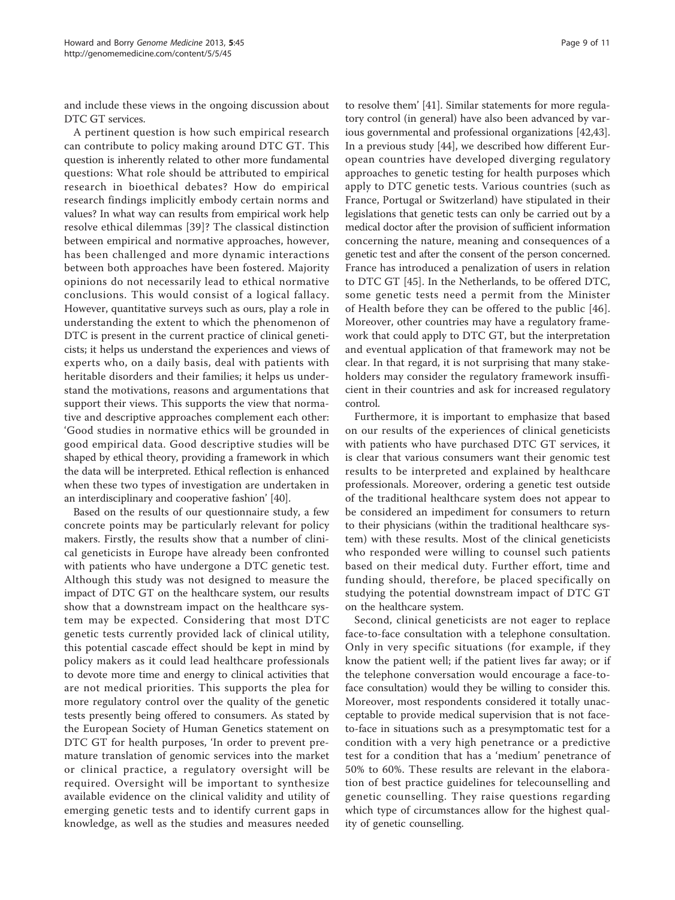and include these views in the ongoing discussion about DTC GT services.

A pertinent question is how such empirical research can contribute to policy making around DTC GT. This question is inherently related to other more fundamental questions: What role should be attributed to empirical research in bioethical debates? How do empirical research findings implicitly embody certain norms and values? In what way can results from empirical work help resolve ethical dilemmas [39]? The classical distinction between empirical and normative approaches, however, has been challenged and more dynamic interactions between both approaches have been fostered. Majority opinions do not necessarily lead to ethical normative conclusions. This would consist of a logical fallacy. However, quantitative surveys such as ours, play a role in understanding the extent to which the phenomenon of DTC is present in the current practice of clinical geneticists; it helps us understand the experiences and views of experts who, on a daily basis, deal with patients with heritable disorders and their families; it helps us understand the motivations, reasons and argumentations that support their views. This supports the view that normative and descriptive approaches complement each other: 'Good studies in normative ethics will be grounded in good empirical data. Good descriptive studies will be shaped by ethical theory, providing a framework in which the data will be interpreted. Ethical reflection is enhanced when these two types of investigation are undertaken in an interdisciplinary and cooperative fashion' [40].

Based on the results of our questionnaire study, a few concrete points may be particularly relevant for policy makers. Firstly, the results show that a number of clinical geneticists in Europe have already been confronted with patients who have undergone a DTC genetic test. Although this study was not designed to measure the impact of DTC GT on the healthcare system, our results show that a downstream impact on the healthcare system may be expected. Considering that most DTC genetic tests currently provided lack of clinical utility, this potential cascade effect should be kept in mind by policy makers as it could lead healthcare professionals to devote more time and energy to clinical activities that are not medical priorities. This supports the plea for more regulatory control over the quality of the genetic tests presently being offered to consumers. As stated by the European Society of Human Genetics statement on DTC GT for health purposes, 'In order to prevent premature translation of genomic services into the market or clinical practice, a regulatory oversight will be required. Oversight will be important to synthesize available evidence on the clinical validity and utility of emerging genetic tests and to identify current gaps in knowledge, as well as the studies and measures needed to resolve them' [41]. Similar statements for more regulatory control (in general) have also been advanced by various governmental and professional organizations [42,43]. In a previous study [44], we described how different European countries have developed diverging regulatory approaches to genetic testing for health purposes which apply to DTC genetic tests. Various countries (such as France, Portugal or Switzerland) have stipulated in their legislations that genetic tests can only be carried out by a medical doctor after the provision of sufficient information concerning the nature, meaning and consequences of a genetic test and after the consent of the person concerned. France has introduced a penalization of users in relation to DTC GT [45]. In the Netherlands, to be offered DTC, some genetic tests need a permit from the Minister of Health before they can be offered to the public [46]. Moreover, other countries may have a regulatory framework that could apply to DTC GT, but the interpretation and eventual application of that framework may not be clear. In that regard, it is not surprising that many stakeholders may consider the regulatory framework insufficient in their countries and ask for increased regulatory control.

Furthermore, it is important to emphasize that based on our results of the experiences of clinical geneticists with patients who have purchased DTC GT services, it is clear that various consumers want their genomic test results to be interpreted and explained by healthcare professionals. Moreover, ordering a genetic test outside of the traditional healthcare system does not appear to be considered an impediment for consumers to return to their physicians (within the traditional healthcare system) with these results. Most of the clinical geneticists who responded were willing to counsel such patients based on their medical duty. Further effort, time and funding should, therefore, be placed specifically on studying the potential downstream impact of DTC GT on the healthcare system.

Second, clinical geneticists are not eager to replace face-to-face consultation with a telephone consultation. Only in very specific situations (for example, if they know the patient well; if the patient lives far away; or if the telephone conversation would encourage a face-to-face consultation) would they be willing to consider this. Moreover, most respondents considered it totally unacceptable to provide medical supervision that is not face-to-face in situations such as a presymptomatic test for a condition with a very high penetrance or a predictive test for a condition that has a 'medium' penetrance of 50% to 60%. These results are relevant in the elaboration of best practice guidelines for telecounselling and genetic counselling. They raise questions regarding which type of circumstances allow for the highest quality of genetic counselling.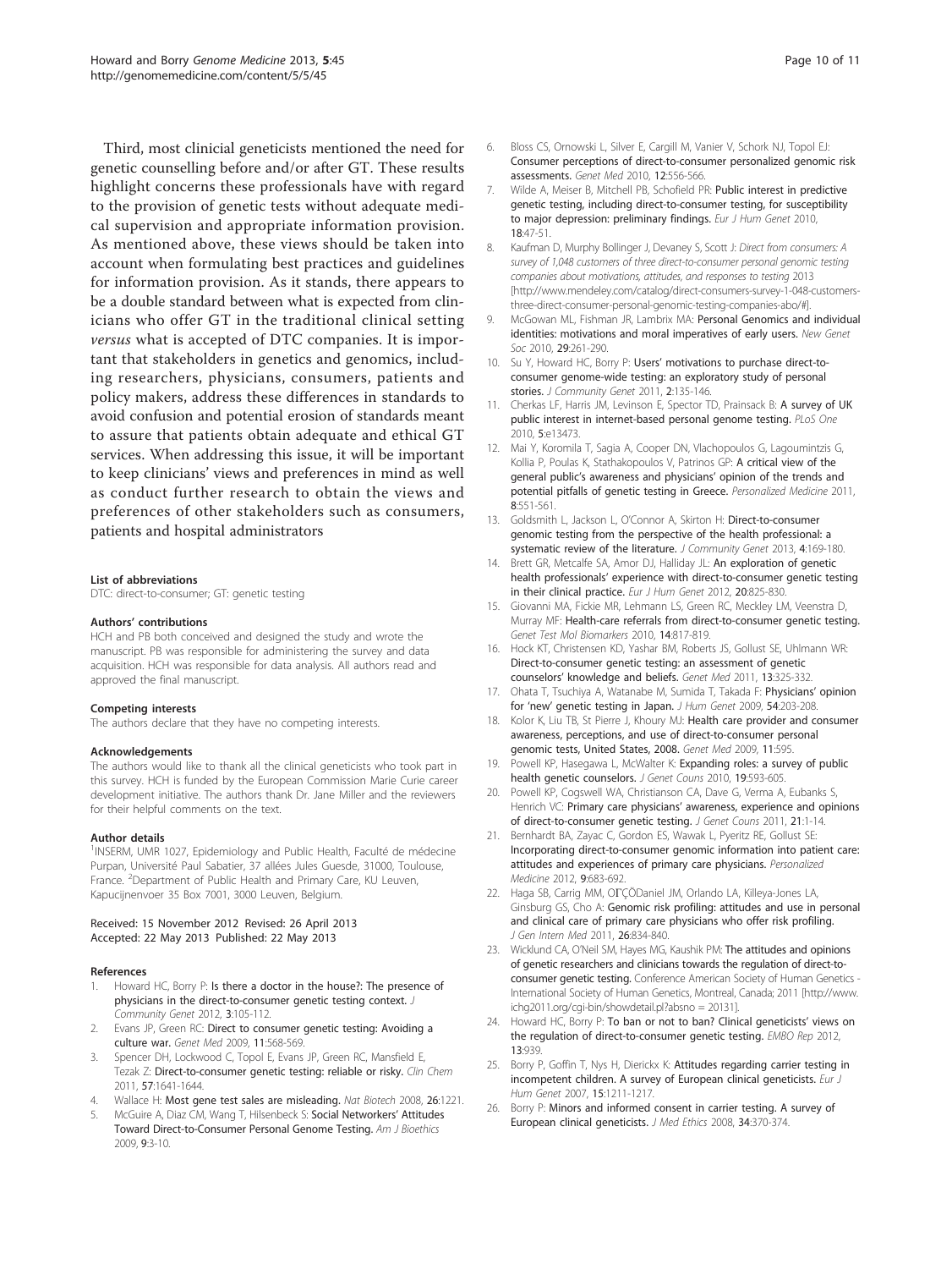Third, most clinicial geneticists mentioned the need for genetic counselling before and/or after GT. These results highlight concerns these professionals have with regard to the provision of genetic tests without adequate medical supervision and appropriate information provision. As mentioned above, these views should be taken into account when formulating best practices and guidelines for information provision. As it stands, there appears to be a double standard between what is expected from clinicians who offer GT in the traditional clinical setting *versus* what is accepted of DTC companies. It is important that stakeholders in genetics and genomics, including researchers, physicians, consumers, patients and policy makers, address these differences in standards to avoid confusion and potential erosion of standards meant to assure that patients obtain adequate and ethical GT services. When addressing this issue, it will be important to keep clinicians' views and preferences in mind as well as conduct further research to obtain the views and preferences of other stakeholders such as consumers, patients and hospital administrators

#### List of abbreviations

DTC: direct-to-consumer; GT: genetic testing

#### Authors' contributions

HCH and PB both conceived and designed the study and wrote the manuscript. PB was responsible for administering the survey and data acquisition. HCH was responsible for data analysis. All authors read and approved the final manuscript.

#### Competing interests

The authors declare that they have no competing interests.

#### Acknowledgements

The authors would like to thank all the clinical geneticists who took part in this survey. HCH is funded by the European Commission Marie Curie career development initiative. The authors thank Dr. Jane Miller and the reviewers for their helpful comments on the text.

#### Author details

[1]INSERM, UMR 1027, Epidemiology and Public Health, Faculté de médecine Purpan, Université Paul Sabatier, 37 allées Jules Guesde, 31000, Toulouse, France. [2]Department of Public Health and Primary Care, KU Leuven, Kapucijnenvoer 35 Box 7001, 3000 Leuven, Belgium.

Received: 15 November 2012 Revised: 26 April 2013
Accepted: 22 May 2013 Published: 22 May 2013

#### References

1. Howard HC, Borry P: **Is there a doctor in the house?: The presence of physicians in the direct-to-consumer genetic testing context.** *J Community Genet* 2012, **3**:105-112.
2. Evans JP, Green RC: **Direct to consumer genetic testing: Avoiding a culture war.** *Genet Med* 2009, **11**:568-569.
3. Spencer DH, Lockwood C, Topol E, Evans JP, Green RC, Mansfield E, Tezak Z: **Direct-to-consumer genetic testing: reliable or risky.** *Clin Chem* 2011, **57**:1641-1644.
4. Wallace H: **Most gene test sales are misleading.** *Nat Biotech* 2008, **26**:1221.
5. McGuire A, Diaz CM, Wang T, Hilsenbeck S: **Social Networkers' Attitudes Toward Direct-to-Consumer Personal Genome Testing.** *Am J Bioethics* 2009, **9**:3-10.
6. Bloss CS, Ornowski L, Silver E, Cargill M, Vanier V, Schork NJ, Topol EJ: **Consumer perceptions of direct-to-consumer personalized genomic risk assessments.** *Genet Med* 2010, **12**:556-566.
7. Wilde A, Meiser B, Mitchell PB, Schofield PR: **Public interest in predictive genetic testing, including direct-to-consumer testing, for susceptibility to major depression: preliminary findings.** *Eur J Hum Genet* 2010, **18**:47-51.
8. Kaufman D, Murphy Bollinger J, Devaney S, Scott J: *Direct from consumers: A survey of 1,048 customers of three direct-to-consumer personal genomic testing companies about motivations, attitudes, and responses to testing* 2013 [http://www.mendeley.com/catalog/direct-consumers-survey-1-048-customers-three-direct-consumer-personal-genomic-testing-companies-abo/#].
9. McGowan ML, Fishman JR, Lambrix MA: **Personal Genomics and individual identities: motivations and moral imperatives of early users.** *New Genet Soc* 2010, **29**:261-290.
10. Su Y, Howard HC, Borry P: **Users' motivations to purchase direct-to-consumer genome-wide testing: an exploratory study of personal stories.** *J Community Genet* 2011, **2**:135-146.
11. Cherkas LF, Harris JM, Levinson E, Spector TD, Prainsack B: **A survey of UK public interest in internet-based personal genome testing.** *PLoS One* 2010, **5**:e13473.
12. Mai Y, Koromila T, Sagia A, Cooper DN, Vlachopoulos G, Lagoumintzis G, Kollia P, Poulas K, Stathakopoulos V, Patrinos GP: **A critical view of the general public's awareness and physicians' opinion of the trends and potential pitfalls of genetic testing in Greece.** *Personalized Medicine* 2011, **8**:551-561.
13. Goldsmith L, Jackson L, O'Connor A, Skirton H: **Direct-to-consumer genomic testing from the perspective of the health professional: a systematic review of the literature.** *J Community Genet* 2013, **4**:169-180.
14. Brett GR, Metcalfe SA, Amor DJ, Halliday JL: **An exploration of genetic health professionals' experience with direct-to-consumer genetic testing in their clinical practice.** *Eur J Hum Genet* 2012, **20**:825-830.
15. Giovanni MA, Fickie MR, Lehmann LS, Green RC, Meckley LM, Veenstra D, Murray MF: **Health-care referrals from direct-to-consumer genetic testing.** *Genet Test Mol Biomarkers* 2010, **14**:817-819.
16. Hock KT, Christensen KD, Yashar BM, Roberts JS, Gollust SE, Uhlmann WR: **Direct-to-consumer genetic testing: an assessment of genetic counselors' knowledge and beliefs.** *Genet Med* 2011, **13**:325-332.
17. Ohata T, Tsuchiya A, Watanabe M, Sumida T, Takada F: **Physicians' opinion for 'new' genetic testing in Japan.** *J Hum Genet* 2009, **54**:203-208.
18. Kolor K, Liu TB, St Pierre J, Khoury MJ: **Health care provider and consumer awareness, perceptions, and use of direct-to-consumer personal genomic tests, United States, 2008.** *Genet Med* 2009, **11**:595.
19. Powell KP, Hasegawa L, McWalter K: **Expanding roles: a survey of public health genetic counselors.** *J Genet Couns* 2010, **19**:593-605.
20. Powell KP, Cogswell WA, Christianson CA, Dave G, Verma A, Eubanks S, Henrich VC: **Primary care physicians' awareness, experience and opinions of direct-to-consumer genetic testing.** *J Genet Couns* 2011, **21**:1-14.
21. Bernhardt BA, Zayac C, Gordon ES, Wawak L, Pyeritz RE, Gollust SE: **Incorporating direct-to-consumer genomic information into patient care: attitudes and experiences of primary care physicians.** *Personalized Medicine* 2012, **9**:683-692.
22. Haga SB, Carrig MM, OΓÇÖDaniel JM, Orlando LA, Killeya-Jones LA, Ginsburg GS, Cho A: **Genomic risk profiling: attitudes and use in personal and clinical care of primary care physicians who offer risk profiling.** *J Gen Intern Med* 2011, **26**:834-840.
23. Wicklund CA, O'Neil SM, Hayes MG, Kaushik PM: **The attitudes and opinions of genetic researchers and clinicians towards the regulation of direct-to-consumer genetic testing.** Conference American Society of Human Genetics - International Society of Human Genetics, Montreal, Canada; 2011 [http://www.ichg2011.org/cgi-bin/showdetail.pl?absno = 20131].
24. Howard HC, Borry P: **To ban or not to ban? Clinical geneticists' views on the regulation of direct-to-consumer genetic testing.** *EMBO Rep* 2012, **13**:939.
25. Borry P, Goffin T, Nys H, Dierickx K: **Attitudes regarding carrier testing in incompetent children. A survey of European clinical geneticists.** *Eur J Hum Genet* 2007, **15**:1211-1217.
26. Borry P: **Minors and informed consent in carrier testing. A survey of European clinical geneticists.** *J Med Ethics* 2008, **34**:370-374.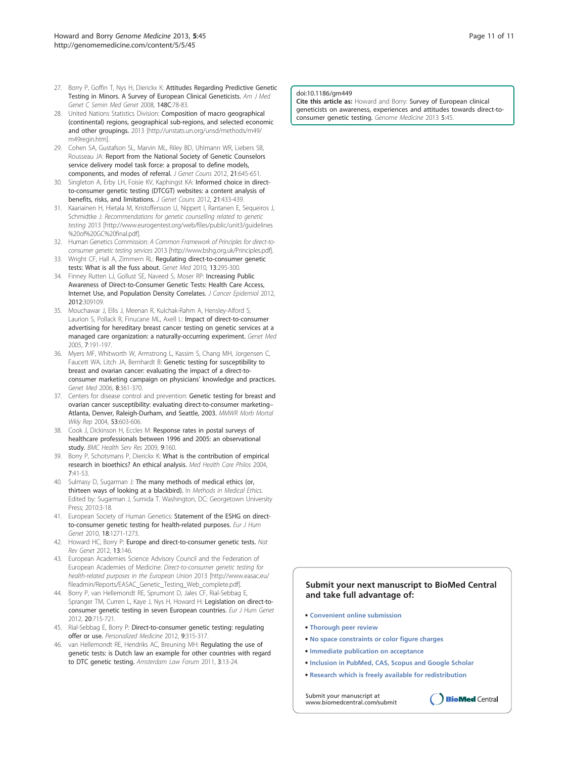27. Borry P, Goffin T, Nys H, Dierickx K: **Attitudes Regarding Predictive Genetic Testing in Minors. A Survey of European Clinical Geneticists.** *Am J Med Genet C Semin Med Genet* 2008, **148C**:78-83.
28. United Nations Statistics Division: **Composition of macro geographical (continental) regions, geographical sub-regions, and selected economic and other groupings.** 2013 [http://unstats.un.org/unsd/methods/m49/m49regin.htm].
29. Cohen SA, Gustafson SL, Marvin ML, Riley BD, Uhlmann WR, Liebers SB, Rousseau JA: **Report from the National Society of Genetic Counselors service delivery model task force: a proposal to define models, components, and modes of referral.** *J Genet Couns* 2012, **21**:645-651.
30. Singleton A, Erby LH, Foisie KV, Kaphingst KA: **Informed choice in direct-to-consumer genetic testing (DTCGT) websites: a content analysis of benefits, risks, and limitations.** *J Genet Couns* 2012, **21**:433-439.
31. Kaariainen H, Hietala M, Kristoffersson U, Nippert I, Rantanen E, Sequeiros J, Schmidtke J: *Recommendations for genetic counselling related to genetic testing* 2013 [http://www.eurogentest.org/web/files/public/unit3/guidelines%20of%20GC%20final.pdf].
32. Human Genetics Commission: *A Common Framework of Principles for direct-to-consumer genetic testing services* 2013 [http://www.bshg.org.uk/Principles.pdf].
33. Wright CF, Hall A, Zimmern RL: **Regulating direct-to-consumer genetic tests: What is all the fuss about.** *Genet Med* 2010, **13**:295-300.
34. Finney Rutten LJ, Gollust SE, Naveed S, Moser RP: **Increasing Public Awareness of Direct-to-Consumer Genetic Tests: Health Care Access, Internet Use, and Population Density Correlates.** *J Cancer Epidemiol* 2012, **2012**:309109.
35. Mouchawar J, Ellis J, Meenan R, Kulchak-Rahm A, Hensley-Alford S, Laurion S, Pollack R, Finucane ML, Axell L: **Impact of direct-to-consumer advertising for hereditary breast cancer testing on genetic services at a managed care organization: a naturally-occurring experiment.** *Genet Med* 2005, **7**:191-197.
36. Myers MF, Whitworth W, Armstrong L, Kassim S, Chang MH, Jorgensen C, Faucett WA, Litch JA, Bernhardt B: **Genetic testing for susceptibility to breast and ovarian cancer: evaluating the impact of a direct-to-consumer marketing campaign on physicians' knowledge and practices.** *Genet Med* 2006, **8**:361-370.
37. Centers for disease control and prevention: **Genetic testing for breast and ovarian cancer susceptibility: evaluating direct-to-consumer marketing–Atlanta, Denver, Raleigh-Durham, and Seattle, 2003.** *MMWR Morb Mortal Wkly Rep* 2004, **53**:603-606.
38. Cook J, Dickinson H, Eccles M: **Response rates in postal surveys of healthcare professionals between 1996 and 2005: an observational study.** *BMC Health Serv Res* 2009, **9**:160.
39. Borry P, Schotsmans P, Dierickx K: **What is the contribution of empirical research in bioethics? An ethical analysis.** *Med Health Care Philos* 2004, **7**:41-53.
40. Sulmasy D, Sugarman J: **The many methods of medical ethics (or, thirteen ways of looking at a blackbird).** In *Methods in Medical Ethics.* Edited by: Sugarman J, Sumida T. Washington, DC: Georgetown University Press; 2010:3-18.
41. European Society of Human Genetics: **Statement of the ESHG on direct-to-consumer genetic testing for health-related purposes.** *Eur J Hum Genet* 2010, **18**:1271-1273.
42. Howard HC, Borry P: **Europe and direct-to-consumer genetic tests.** *Nat Rev Genet* 2012, **13**:146.
43. European Academies Science Advisory Council and the Federation of European Academies of Medicine: *Direct-to-consumer genetic testing for health-related purposes in the European Union* 2013 [http://www.easac.eu/fileadmin/Reports/EASAC_Genetic_Testing_Web_complete.pdf].
44. Borry P, van Hellemondt RE, Sprumont D, Jales CF, Rial-Sebbag E, Spranger TM, Curren L, Kaye J, Nys H, Howard H: **Legislation on direct-to-consumer genetic testing in seven European countries.** *Eur J Hum Genet* 2012, **20**:715-721.
45. Rial-Sebbag E, Borry P: **Direct-to-consumer genetic testing: regulating offer or use.** *Personalized Medicine* 2012, **9**:315-317.
46. van Hellemondt RE, Hendriks AC, Breuning MH: **Regulating the use of genetic tests: is Dutch law an example for other countries with regard to DTC genetic testing.** *Amsterdam Law Forum* 2011, **3**:13-24.

doi:10.1186/gm449

**Cite this article as:** Howard and Borry: Survey of European clinical geneticists on awareness, experiences and attitudes towards direct-to-consumer genetic testing. *Genome Medicine* 2013 **5**:45.

**Submit your next manuscript to BioMed Central and take full advantage of:**

- Convenient online submission
- Thorough peer review
- No space constraints or color figure charges
- Immediate publication on acceptance
- Inclusion in PubMed, CAS, Scopus and Google Scholar
- Research which is freely available for redistribution

Submit your manuscript at www.biomedcentral.com/submit

BioMed Central